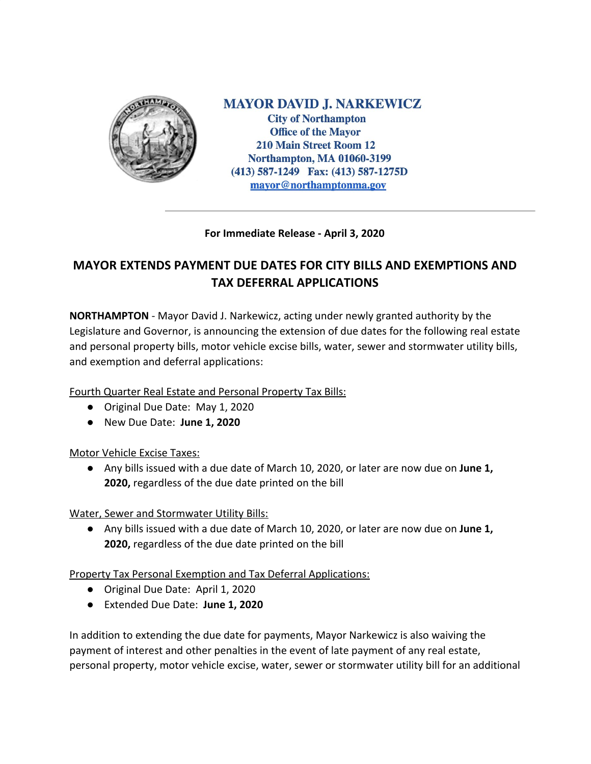**MAYOR DAVID J. NARKEWICZ**
City of Northampton
Office of the Mayor
210 Main Street Room 12
Northampton, MA 01060-3199
(413) 587-1249 Fax: (413) 587-1275D
mayor@northamptonma.gov

---

**For Immediate Release - April 3, 2020**

## MAYOR EXTENDS PAYMENT DUE DATES FOR CITY BILLS AND EXEMPTIONS AND TAX DEFERRAL APPLICATIONS

**NORTHAMPTON** - Mayor David J. Narkewicz, acting under newly granted authority by the Legislature and Governor, is announcing the extension of due dates for the following real estate and personal property bills, motor vehicle excise bills, water, sewer and stormwater utility bills, and exemption and deferral applications:

Fourth Quarter Real Estate and Personal Property Tax Bills:

- Original Due Date: May 1, 2020
- New Due Date: **June 1, 2020**

Motor Vehicle Excise Taxes:

- Any bills issued with a due date of March 10, 2020, or later are now due on **June 1, 2020,** regardless of the due date printed on the bill

Water, Sewer and Stormwater Utility Bills:

- Any bills issued with a due date of March 10, 2020, or later are now due on **June 1, 2020,** regardless of the due date printed on the bill

Property Tax Personal Exemption and Tax Deferral Applications:

- Original Due Date: April 1, 2020
- Extended Due Date: **June 1, 2020**

In addition to extending the due date for payments, Mayor Narkewicz is also waiving the payment of interest and other penalties in the event of late payment of any real estate, personal property, motor vehicle excise, water, sewer or stormwater utility bill for an additional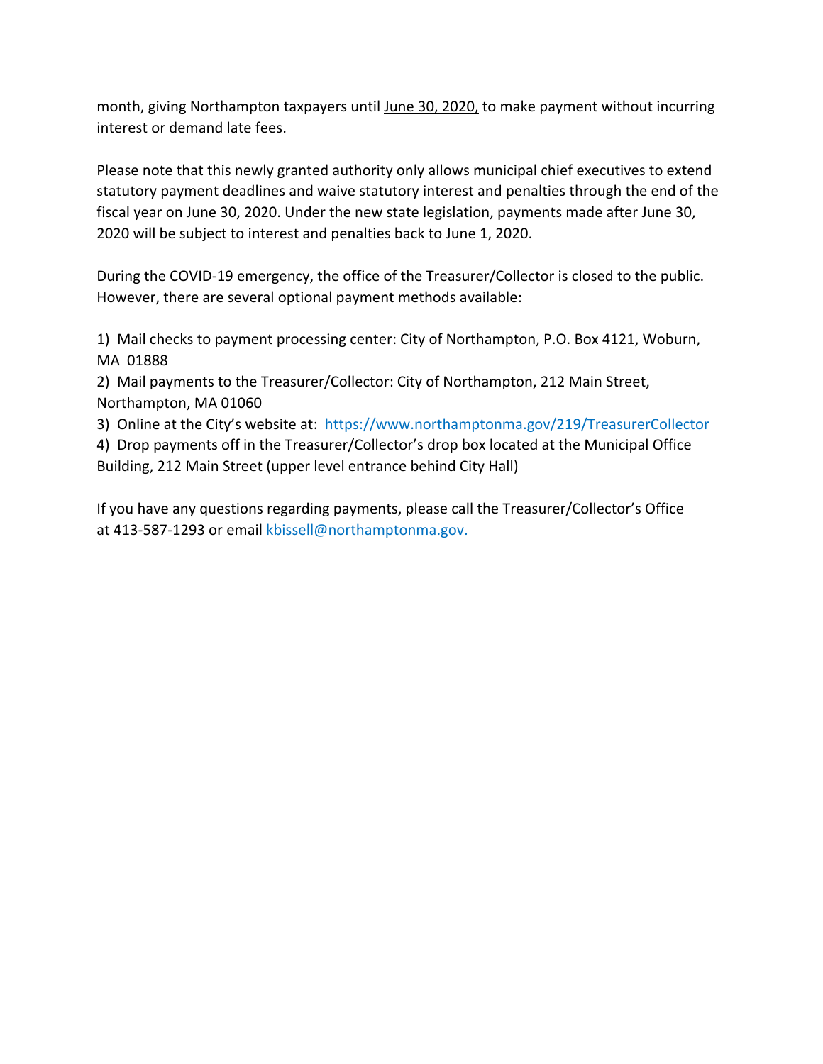month, giving Northampton taxpayers until June 30, 2020, to make payment without incurring interest or demand late fees.

Please note that this newly granted authority only allows municipal chief executives to extend statutory payment deadlines and waive statutory interest and penalties through the end of the fiscal year on June 30, 2020. Under the new state legislation, payments made after June 30, 2020 will be subject to interest and penalties back to June 1, 2020.

During the COVID-19 emergency, the office of the Treasurer/Collector is closed to the public. However, there are several optional payment methods available:

1) Mail checks to payment processing center: City of Northampton, P.O. Box 4121, Woburn, MA 01888
2) Mail payments to the Treasurer/Collector: City of Northampton, 212 Main Street, Northampton, MA 01060
3) Online at the City's website at: https://www.northamptonma.gov/219/TreasurerCollector
4) Drop payments off in the Treasurer/Collector's drop box located at the Municipal Office Building, 212 Main Street (upper level entrance behind City Hall)

If you have any questions regarding payments, please call the Treasurer/Collector's Office at 413-587-1293 or email kbissell@northamptonma.gov.